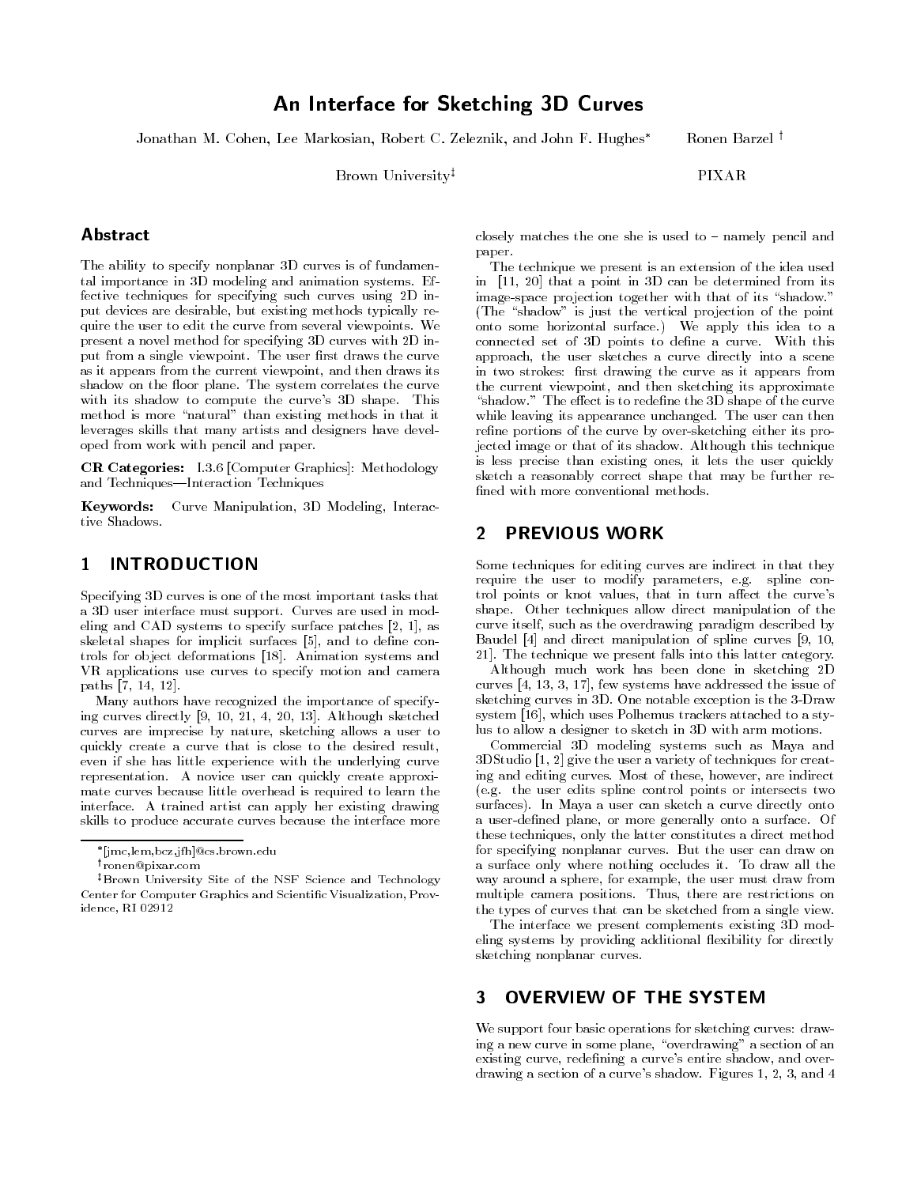# An Interface for Sketching 3D Curves

Jonathan M. Cohen, Lee Markosian, Robert C. Zeleznik, and John F. Hughes* Ronen Barzel †

Brown University‡ PIXAR

## Abstract

The ability to specify nonplanar 3D curves is of fundamental importance in 3D modeling and animation systems. Effective techniques for specifying such curves using 2D input devices are desirable, but existing methods typically require the user to edit the curve from several viewpoints. We present a novel method for specifying 3D curves with 2D input from a single viewpoint. The user first draws the curve as it appears from the current viewpoint, and then draws its shadow on the floor plane. The system correlates the curve with its shadow to compute the curve's 3D shape. This method is more "natural" than existing methods in that it leverages skills that many artists and designers have developed from work with pencil and paper.

**CR Categories:** I.3.6 [Computer Graphics]: Methodology and Techniques—Interaction Techniques

**Keywords:** Curve Manipulation, 3D Modeling, Interactive Shadows.

## 1 INTRODUCTION

Specifying 3D curves is one of the most important tasks that a 3D user interface must support. Curves are used in modeling and CAD systems to specify surface patches [2, 1], as skeletal shapes for implicit surfaces [5], and to define controls for object deformations [18]. Animation systems and VR applications use curves to specify motion and camera paths [7, 14, 12].

Many authors have recognized the importance of specifying curves directly [9, 10, 21, 4, 20, 13]. Although sketched curves are imprecise by nature, sketching allows a user to quickly create a curve that is close to the desired result, even if she has little experience with the underlying curve representation. A novice user can quickly create approximate curves because little overhead is required to learn the interface. A trained artist can apply her existing drawing skills to produce accurate curves because the interface more closely matches the one she is used to – namely pencil and paper.

The technique we present is an extension of the idea used in [11, 20] that a point in 3D can be determined from its image-space projection together with that of its "shadow." (The "shadow" is just the vertical projection of the point onto some horizontal surface.) We apply this idea to a connected set of 3D points to define a curve. With this approach, the user sketches a curve directly into a scene in two strokes: first drawing the curve as it appears from the current viewpoint, and then sketching its approximate "shadow." The effect is to redefine the 3D shape of the curve while leaving its appearance unchanged. The user can then refine portions of the curve by over-sketching either its projected image or that of its shadow. Although this technique is less precise than existing ones, it lets the user quickly sketch a reasonably correct shape that may be further refined with more conventional methods.

## 2 PREVIOUS WORK

Some techniques for editing curves are indirect in that they require the user to modify parameters, e.g. spline control points or knot values, that in turn affect the curve's shape. Other techniques allow direct manipulation of the curve itself, such as the overdrawing paradigm described by Baudel [4] and direct manipulation of spline curves [9, 10, 21]. The technique we present falls into this latter category.

Although much work has been done in sketching 2D curves [4, 13, 3, 17], few systems have addressed the issue of sketching curves in 3D. One notable exception is the 3-Draw system [16], which uses Polhemus trackers attached to a stylus to allow a designer to sketch in 3D with arm motions.

Commercial 3D modeling systems such as Maya and 3DStudio [1, 2] give the user a variety of techniques for creating and editing curves. Most of these, however, are indirect (e.g. the user edits spline control points or intersects two surfaces). In Maya a user can sketch a curve directly onto a user-defined plane, or more generally onto a surface. Of these techniques, only the latter constitutes a direct method for specifying nonplanar curves. But the user can draw on a surface only where nothing occludes it. To draw all the way around a sphere, for example, the user must draw from multiple camera positions. Thus, there are restrictions on the types of curves that can be sketched from a single view.

The interface we present complements existing 3D modeling systems by providing additional flexibility for directly sketching nonplanar curves.

## 3 OVERVIEW OF THE SYSTEM

We support four basic operations for sketching curves: drawing a new curve in some plane, "overdrawing" a section of an existing curve, redefining a curve's entire shadow, and overdrawing a section of a curve's shadow. Figures 1, 2, 3, and 4

---

*[jmc,lem,bcz,jfh]@cs.brown.edu

†ronen@pixar.com

‡Brown University Site of the NSF Science and Technology Center for Computer Graphics and Scientific Visualization, Providence, RI 02912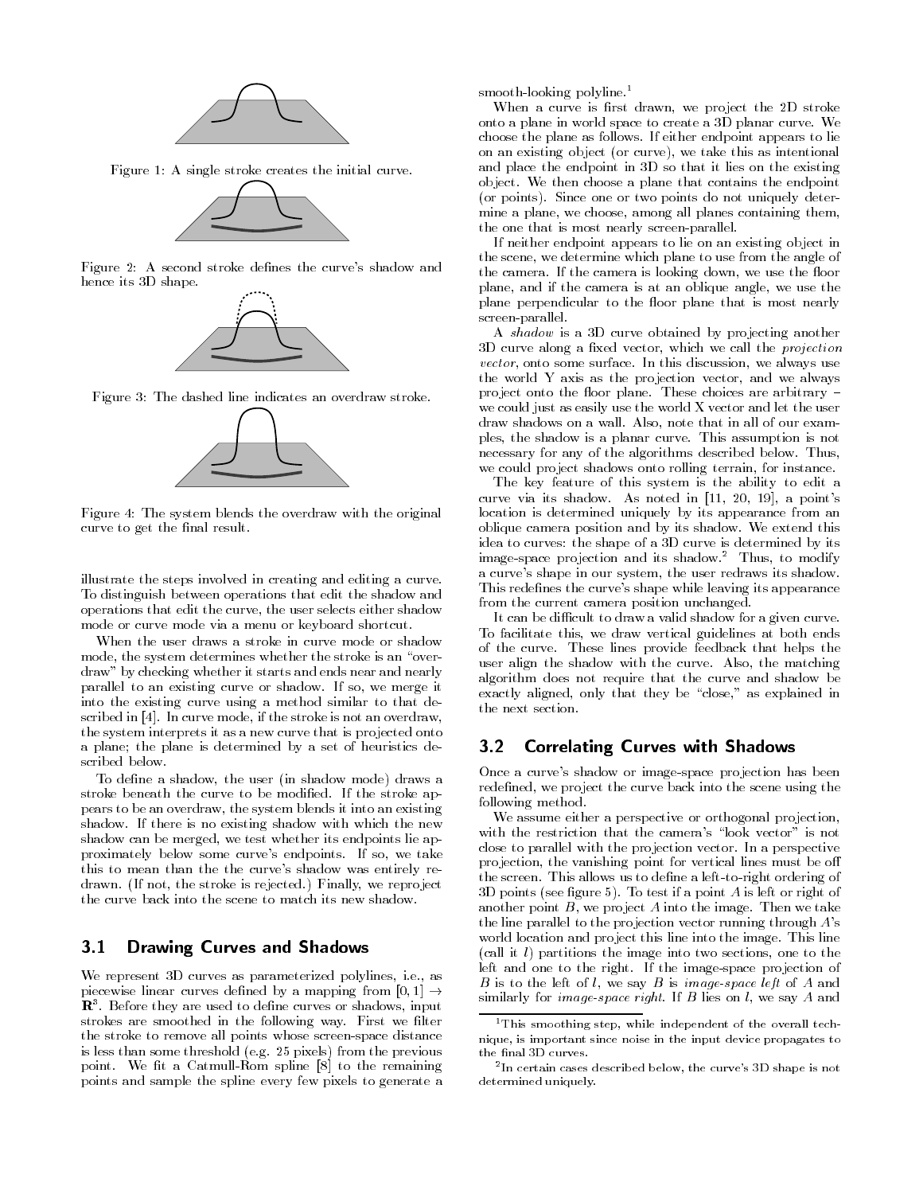Figure 1: A single stroke creates the initial curve.

Figure 2: A second stroke defines the curve's shadow and hence its 3D shape.

Figure 3: The dashed line indicates an overdraw stroke.

Figure 4: The system blends the overdraw with the original curve to get the final result.

illustrate the steps involved in creating and editing a curve. To distinguish between operations that edit the shadow and operations that edit the curve, the user selects either shadow mode or curve mode via a menu or keyboard shortcut.

When the user draws a stroke in curve mode or shadow mode, the system determines whether the stroke is an "overdraw" by checking whether it starts and ends near and nearly parallel to an existing curve or shadow. If so, we merge it into the existing curve using a method similar to that described in [4]. In curve mode, if the stroke is not an overdraw, the system interprets it as a new curve that is projected onto a plane; the plane is determined by a set of heuristics described below.

To define a shadow, the user (in shadow mode) draws a stroke beneath the curve to be modified. If the stroke appears to be an overdraw, the system blends it into an existing shadow. If there is no existing shadow with which the new shadow can be merged, we test whether its endpoints lie approximately below some curve's endpoints. If so, we take this to mean than the the curve's shadow was entirely redrawn. (If not, the stroke is rejected.) Finally, we reproject the curve back into the scene to match its new shadow.

## 3.1 Drawing Curves and Shadows

We represent 3D curves as parameterized polylines, i.e., as piecewise linear curves defined by a mapping from $[0, 1] \to \mathbf{R}^3$. Before they are used to define curves or shadows, input strokes are smoothed in the following way. First we filter the stroke to remove all points whose screen-space distance is less than some threshold (e.g. 25 pixels) from the previous point. We fit a Catmull-Rom spline [8] to the remaining points and sample the spline every few pixels to generate a smooth-looking polyline.[1]

When a curve is first drawn, we project the 2D stroke onto a plane in world space to create a 3D planar curve. We choose the plane as follows. If either endpoint appears to lie on an existing object (or curve), we take this as intentional and place the endpoint in 3D so that it lies on the existing object. We then choose a plane that contains the endpoint (or points). Since one or two points do not uniquely determine a plane, we choose, among all planes containing them, the one that is most nearly screen-parallel.

If neither endpoint appears to lie on an existing object in the scene, we determine which plane to use from the angle of the camera. If the camera is looking down, we use the floor plane, and if the camera is at an oblique angle, we use the plane perpendicular to the floor plane that is most nearly screen-parallel.

A *shadow* is a 3D curve obtained by projecting another 3D curve along a fixed vector, which we call the *projection vector*, onto some surface. In this discussion, we always use the world Y axis as the projection vector, and we always project onto the floor plane. These choices are arbitrary – we could just as easily use the world X vector and let the user draw shadows on a wall. Also, note that in all of our examples, the shadow is a planar curve. This assumption is not necessary for any of the algorithms described below. Thus, we could project shadows onto rolling terrain, for instance.

The key feature of this system is the ability to edit a curve via its shadow. As noted in [11, 20, 19], a point's location is determined uniquely by its appearance from an oblique camera position and by its shadow. We extend this idea to curves: the shape of a 3D curve is determined by its image-space projection and its shadow.[2] Thus, to modify a curve's shape in our system, the user redraws its shadow. This redefines the curve's shape while leaving its appearance from the current camera position unchanged.

It can be difficult to draw a valid shadow for a given curve. To facilitate this, we draw vertical guidelines at both ends of the curve. These lines provide feedback that helps the user align the shadow with the curve. Also, the matching algorithm does not require that the curve and shadow be exactly aligned, only that they be "close," as explained in the next section.

## 3.2 Correlating Curves with Shadows

Once a curve's shadow or image-space projection has been redefined, we project the curve back into the scene using the following method.

We assume either a perspective or orthogonal projection, with the restriction that the camera's "look vector" is not close to parallel with the projection vector. In a perspective projection, the vanishing point for vertical lines must be off the screen. This allows us to define a left-to-right ordering of 3D points (see figure 5). To test if a point $A$ is left or right of another point $B$, we project $A$ into the image. Then we take the line parallel to the projection vector running through $A$'s world location and project this line into the image. This line (call it $l$) partitions the image into two sections, one to the left and one to the right. If the image-space projection of $B$ is to the left of $l$, we say $B$ is *image-space left* of $A$ and similarly for *image-space right*. If $B$ lies on $l$, we say $A$ and

[1] This smoothing step, while independent of the overall technique, is important since noise in the input device propagates to the final 3D curves.

[2] In certain cases described below, the curve's 3D shape is not determined uniquely.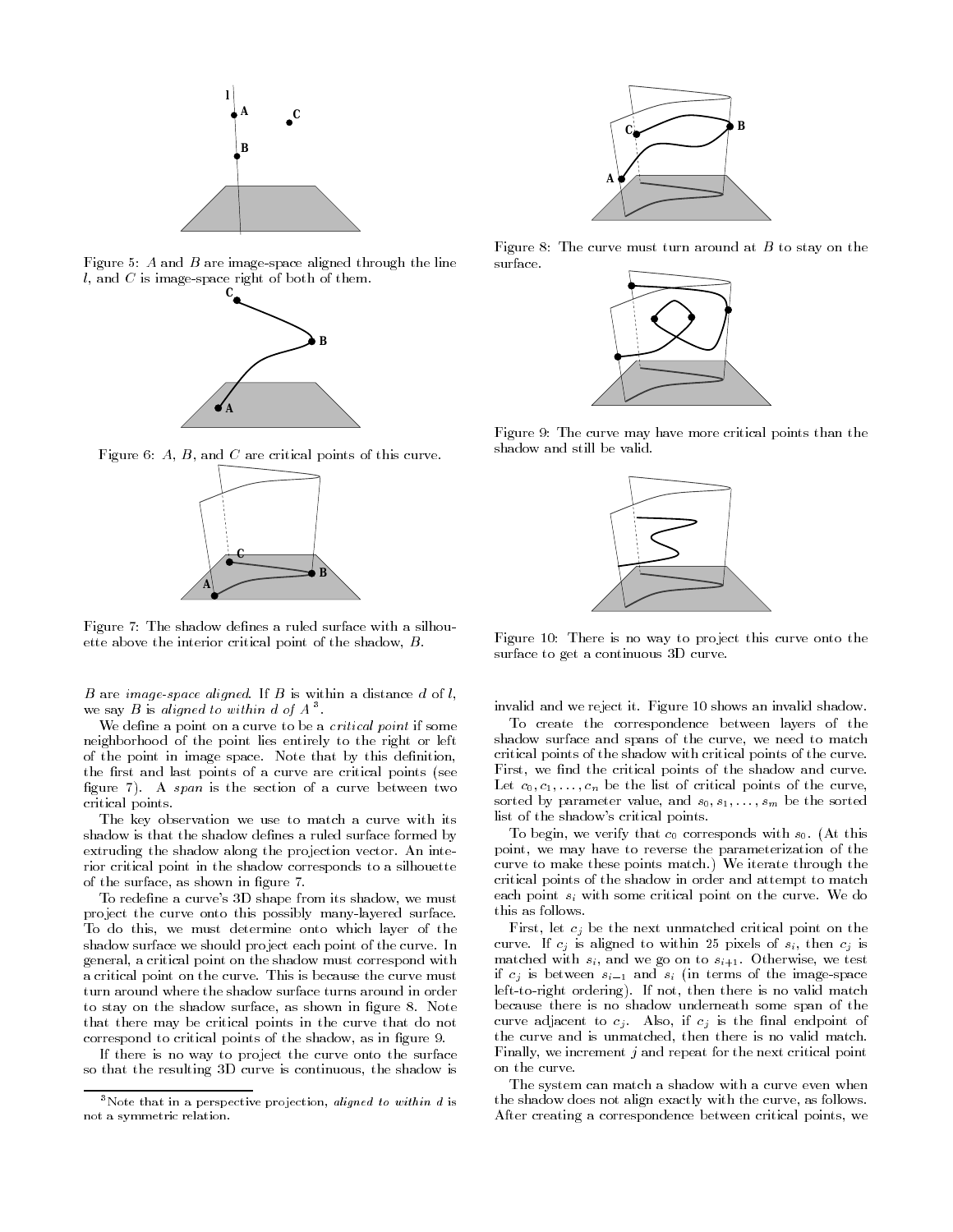Figure 5: $A$ and $B$ are image-space aligned through the line $l$, and $C$ is image-space right of both of them.

Figure 6: $A$, $B$, and $C$ are critical points of this curve.

Figure 7: The shadow defines a ruled surface with a silhouette above the interior critical point of the shadow, $B$.

$B$ are *image-space aligned*. If $B$ is within a distance $d$ of $l$, we say $B$ is *aligned to within d of A* [3].

We define a point on a curve to be a *critical point* if some neighborhood of the point lies entirely to the right or left of the point in image space. Note that by this definition, the first and last points of a curve are critical points (see figure 7). A *span* is the section of a curve between two critical points.

The key observation we use to match a curve with its shadow is that the shadow defines a ruled surface formed by extruding the shadow along the projection vector. An interior critical point in the shadow corresponds to a silhouette of the surface, as shown in figure 7.

To redefine a curve's 3D shape from its shadow, we must project the curve onto this possibly many-layered surface. To do this, we must determine onto which layer of the shadow surface we should project each point of the curve. In general, a critical point on the shadow must correspond with a critical point on the curve. This is because the curve must turn around where the shadow surface turns around in order to stay on the shadow surface, as shown in figure 8. Note that there may be critical points in the curve that do not correspond to critical points of the shadow, as in figure 9.

If there is no way to project the curve onto the surface so that the resulting 3D curve is continuous, the shadow is invalid and we reject it. Figure 10 shows an invalid shadow.

[3] Note that in a perspective projection, *aligned to within d* is not a symmetric relation.

Figure 8: The curve must turn around at $B$ to stay on the surface.

Figure 9: The curve may have more critical points than the shadow and still be valid.

Figure 10: There is no way to project this curve onto the surface to get a continuous 3D curve.

To create the correspondence between layers of the shadow surface and spans of the curve, we need to match critical points of the shadow with critical points of the curve. First, we find the critical points of the shadow and curve. Let $c_0, c_1, \ldots, c_n$ be the list of critical points of the curve, sorted by parameter value, and $s_0, s_1, \ldots, s_m$ be the sorted list of the shadow's critical points.

To begin, we verify that $c_0$ corresponds with $s_0$. (At this point, we may have to reverse the parameterization of the curve to make these points match.) We iterate through the critical points of the shadow in order and attempt to match each point $s_i$ with some critical point on the curve. We do this as follows.

First, let $c_j$ be the next unmatched critical point on the curve. If $c_j$ is aligned to within 25 pixels of $s_i$, then $c_j$ is matched with $s_i$, and we go on to $s_{i+1}$. Otherwise, we test if $c_j$ is between $s_{i-1}$ and $s_i$ (in terms of the image-space left-to-right ordering). If not, then there is no valid match because there is no shadow underneath some span of the curve adjacent to $c_j$. Also, if $c_j$ is the final endpoint of the curve and is unmatched, then there is no valid match. Finally, we increment $j$ and repeat for the next critical point on the curve.

The system can match a shadow with a curve even when the shadow does not align exactly with the curve, as follows. After creating a correspondence between critical points, we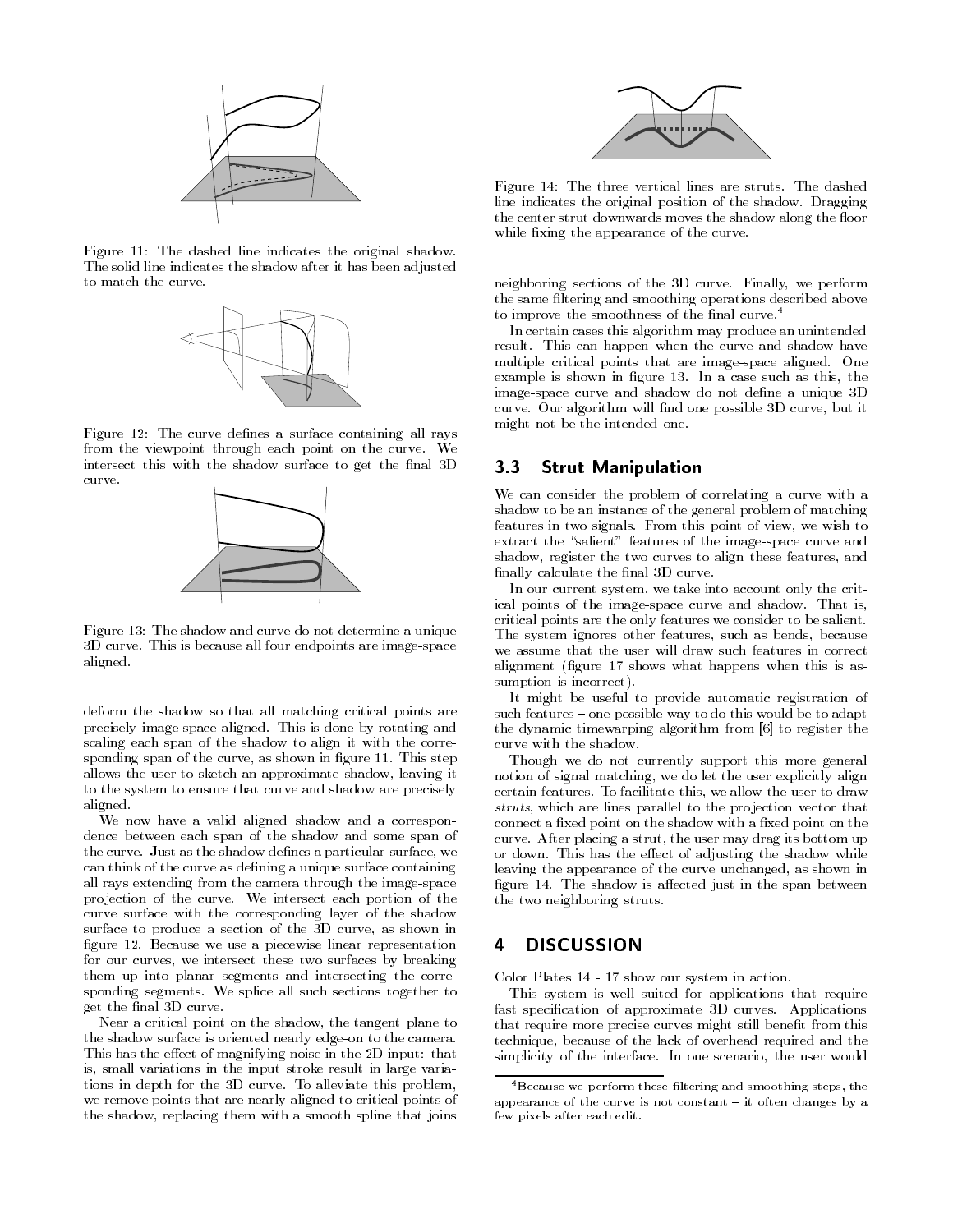Figure 11: The dashed line indicates the original shadow. The solid line indicates the shadow after it has been adjusted to match the curve.

Figure 12: The curve defines a surface containing all rays from the viewpoint through each point on the curve. We intersect this with the shadow surface to get the final 3D curve.

Figure 13: The shadow and curve do not determine a unique 3D curve. This is because all four endpoints are image-space aligned.

deform the shadow so that all matching critical points are precisely image-space aligned. This is done by rotating and scaling each span of the shadow to align it with the corresponding span of the curve, as shown in figure 11. This step allows the user to sketch an approximate shadow, leaving it to the system to ensure that curve and shadow are precisely aligned.

We now have a valid aligned shadow and a correspondence between each span of the shadow and some span of the curve. Just as the shadow defines a particular surface, we can think of the curve as defining a unique surface containing all rays extending from the camera through the image-space projection of the curve. We intersect each portion of the curve surface with the corresponding layer of the shadow surface to produce a section of the 3D curve, as shown in figure 12. Because we use a piecewise linear representation for our curves, we intersect these two surfaces by breaking them up into planar segments and intersecting the corresponding segments. We splice all such sections together to get the final 3D curve.

Near a critical point on the shadow, the tangent plane to the shadow surface is oriented nearly edge-on to the camera. This has the effect of magnifying noise in the 2D input: that is, small variations in the input stroke result in large variations in depth for the 3D curve. To alleviate this problem, we remove points that are nearly aligned to critical points of the shadow, replacing them with a smooth spline that joins

Figure 14: The three vertical lines are struts. The dashed line indicates the original position of the shadow. Dragging the center strut downwards moves the shadow along the floor while fixing the appearance of the curve.

neighboring sections of the 3D curve. Finally, we perform the same filtering and smoothing operations described above to improve the smoothness of the final curve.[4]

In certain cases this algorithm may produce an unintended result. This can happen when the curve and shadow have multiple critical points that are image-space aligned. One example is shown in figure 13. In a case such as this, the image-space curve and shadow do not define a unique 3D curve. Our algorithm will find one possible 3D curve, but it might not be the intended one.

## 3.3 Strut Manipulation

We can consider the problem of correlating a curve with a shadow to be an instance of the general problem of matching features in two signals. From this point of view, we wish to extract the "salient" features of the image-space curve and shadow, register the two curves to align these features, and finally calculate the final 3D curve.

In our current system, we take into account only the critical points of the image-space curve and shadow. That is, critical points are the only features we consider to be salient. The system ignores other features, such as bends, because we assume that the user will draw such features in correct alignment (figure 17 shows what happens when this is assumption is incorrect).

It might be useful to provide automatic registration of such features – one possible way to do this would be to adapt the dynamic timewarping algorithm from [6] to register the curve with the shadow.

Though we do not currently support this more general notion of signal matching, we do let the user explicitly align certain features. To facilitate this, we allow the user to draw *struts*, which are lines parallel to the projection vector that connect a fixed point on the shadow with a fixed point on the curve. After placing a strut, the user may drag its bottom up or down. This has the effect of adjusting the shadow while leaving the appearance of the curve unchanged, as shown in figure 14. The shadow is affected just in the span between the two neighboring struts.

# 4 DISCUSSION

Color Plates 14 - 17 show our system in action.

This system is well suited for applications that require fast specification of approximate 3D curves. Applications that require more precise curves might still benefit from this technique, because of the lack of overhead required and the simplicity of the interface. In one scenario, the user would

[4] Because we perform these filtering and smoothing steps, the appearance of the curve is not constant – it often changes by a few pixels after each edit.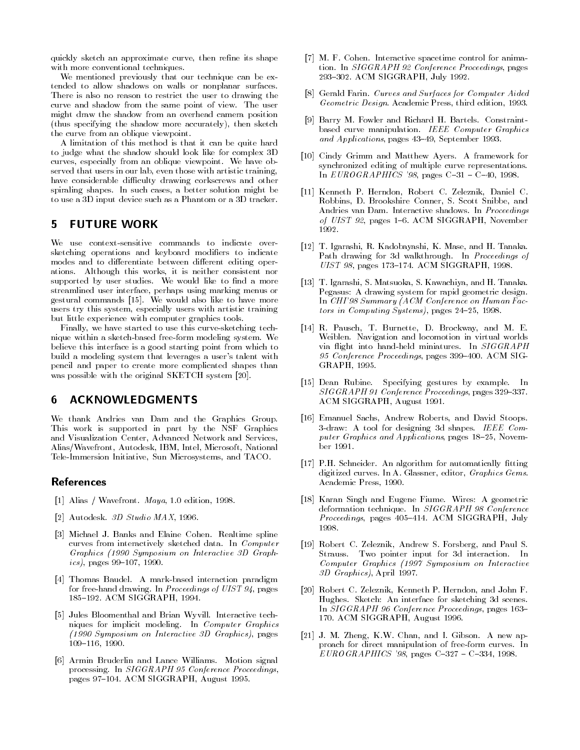quickly sketch an approximate curve, then refine its shape with more conventional techniques.

We mentioned previously that our technique can be extended to allow shadows on walls or nonplanar surfaces. There is also no reason to restrict the user to drawing the curve and shadow from the same point of view. The user might draw the shadow from an overhead camera position (thus specifying the shadow more accurately), then sketch the curve from an oblique viewpoint.

A limitation of this method is that it can be quite hard to judge what the shadow should look like for complex 3D curves, especially from an oblique viewpoint. We have observed that users in our lab, even those with artistic training, have considerable difficulty drawing corkscrews and other spiraling shapes. In such cases, a better solution might be to use a 3D input device such as a Phantom or a 3D tracker.

## 5 FUTURE WORK

We use context-sensitive commands to indicate oversketching operations and keyboard modifiers to indicate modes and to differentiate between different editing operations. Although this works, it is neither consistent nor supported by user studies. We would like to find a more streamlined user interface, perhaps using marking menus or gestural commands [15]. We would also like to have more users try this system, especially users with artistic training but little experience with computer graphics tools.

Finally, we have started to use this curve-sketching technique within a sketch-based free-form modeling system. We believe this interface is a good starting point from which to build a modeling system that leverages a user's talent with pencil and paper to create more complicated shapes than was possible with the original SKETCH system [20].

## 6 ACKNOWLEDGMENTS

We thank Andries van Dam and the Graphics Group. This work is supported in part by the NSF Graphics and Visualization Center, Advanced Network and Services, Alias/Wavefront, Autodesk, IBM, Intel, Microsoft, National Tele-Immersion Initiative, Sun Microsystems, and TACO.

## References

[1] Alias / Wavefront. *Maya*, 1.0 edition, 1998.

[2] Autodesk. *3D Studio MAX*, 1996.

[3] Michael J. Banks and Elaine Cohen. Realtime spline curves from interactively sketched data. In *Computer Graphics (1990 Symposium on Interactive 3D Graphics)*, pages 99–107, 1990.

[4] Thomas Baudel. A mark-based interaction paradigm for free-hand drawing. In *Proceedings of UIST 94*, pages 185–192. ACM SIGGRAPH, 1994.

[5] Jules Bloomenthal and Brian Wyvill. Interactive techniques for implicit modeling. In *Computer Graphics (1990 Symposium on Interactive 3D Graphics)*, pages 109–116, 1990.

[6] Armin Bruderlin and Lance Williams. Motion signal processing. In *SIGGRAPH 95 Conference Proceedings*, pages 97–104. ACM SIGGRAPH, August 1995.

[7] M. F. Cohen. Interactive spacetime control for animation. In *SIGGRAPH 92 Conference Proceedings*, pages 293–302. ACM SIGGRAPH, July 1992.

[8] Gerald Farin. *Curves and Surfaces for Computer Aided Geometric Design*. Academic Press, third edition, 1993.

[9] Barry M. Fowler and Richard H. Bartels. Constraint-based curve manipulation. *IEEE Computer Graphics and Applications*, pages 43–49, September 1993.

[10] Cindy Grimm and Matthew Ayers. A framework for synchronized editing of multiple curve representations. In *EUROGRAPHICS '98*, pages C–31 – C–40, 1998.

[11] Kenneth P. Herndon, Robert C. Zeleznik, Daniel C. Robbins, D. Brookshire Conner, S. Scott Snibbe, and Andries van Dam. Interactive shadows. In *Proceedings of UIST 92*, pages 1–6. ACM SIGGRAPH, November 1992.

[12] T. Igarashi, R. Kadobayashi, K. Mase, and H. Tanaka. Path drawing for 3d walkthrough. In *Proceedings of UIST 98*, pages 173–174. ACM SIGGRAPH, 1998.

[13] T. Igarashi, S. Matsuoka, S. Kawachiya, and H. Tanaka. Pegasus: A drawing system for rapid geometric design. In *CHI'98 Summary (ACM Conference on Human Factors in Computing Systems)*, pages 24–25, 1998.

[14] R. Pausch, T. Burnette, D. Brockway, and M. E. Weiblen. Navigation and locomotion in virtual worlds via flight into hand-held miniatures. In *SIGGRAPH 95 Conference Proceedings*, pages 399–400. ACM SIGGRAPH, 1995.

[15] Dean Rubine. Specifying gestures by example. In *SIGGRAPH 91 Conference Proceedings*, pages 329–337. ACM SIGGRAPH, August 1991.

[16] Emanuel Sachs, Andrew Roberts, and David Stoops. 3-draw: A tool for designing 3d shapes. *IEEE Computer Graphics and Applications*, pages 18–25, November 1991.

[17] P.H. Schneider. An algorithm for automatically fitting digitized curves. In A. Glassner, editor, *Graphics Gems*. Academic Press, 1990.

[18] Karan Singh and Eugene Fiume. Wires: A geometric deformation technique. In *SIGGRAPH 98 Conference Proceedings*, pages 405–414. ACM SIGGRAPH, July 1998.

[19] Robert C. Zeleznik, Andrew S. Forsberg, and Paul S. Strauss. Two pointer input for 3d interaction. In *Computer Graphics (1997 Symposium on Interactive 3D Graphics)*, April 1997.

[20] Robert C. Zeleznik, Kenneth P. Herndon, and John F. Hughes. Sketch: An interface for sketching 3d scenes. In *SIGGRAPH 96 Conference Proceedings*, pages 163–170. ACM SIGGRAPH, August 1996.

[21] J. M. Zheng, K.W. Chan, and I. Gibson. A new approach for direct manipulation of free-form curves. In *EUROGRAPHICS '98*, pages C–327 – C–334, 1998.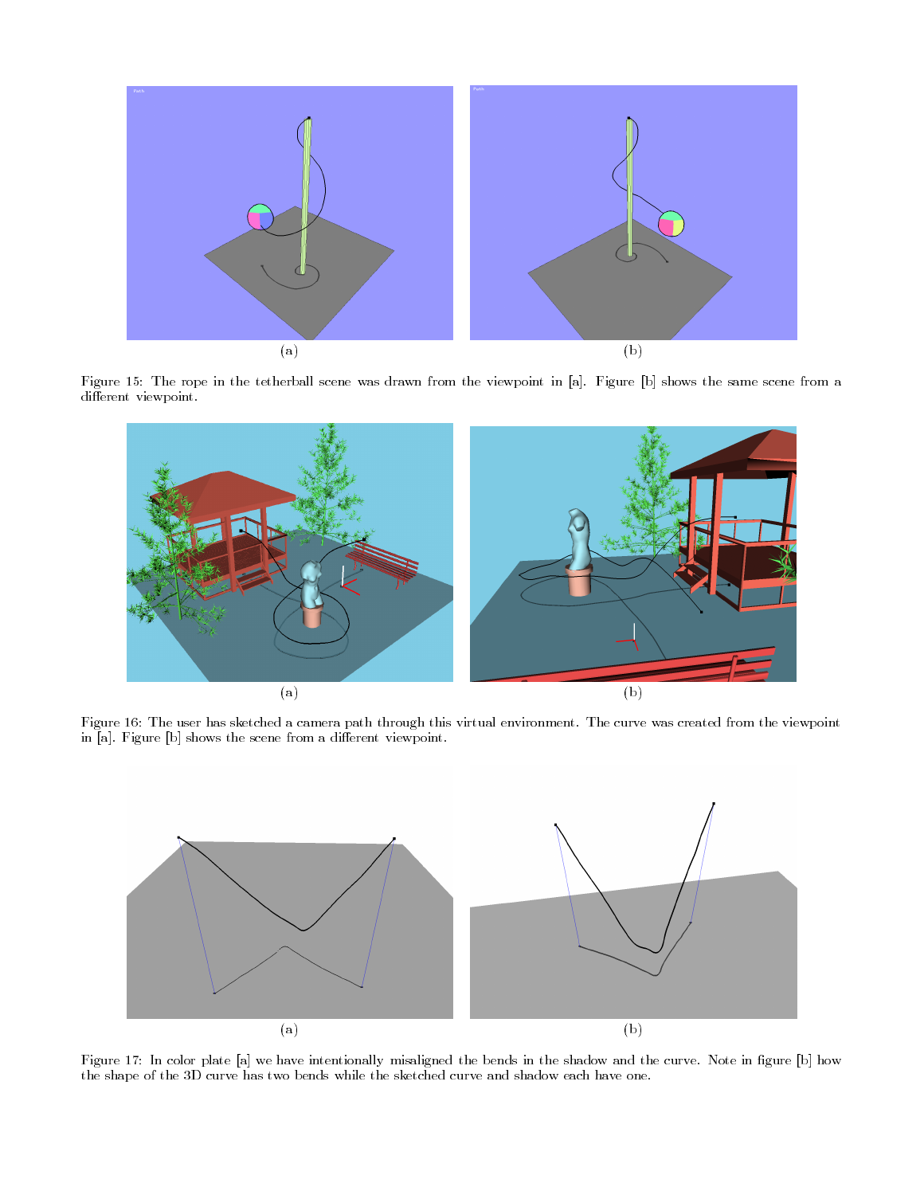(a)

(b)

Figure 15: The rope in the tetherball scene was drawn from the viewpoint in [a]. Figure [b] shows the same scene from a different viewpoint.

(a)

(b)

Figure 16: The user has sketched a camera path through this virtual environment. The curve was created from the viewpoint in [a]. Figure [b] shows the scene from a different viewpoint.

(a)

(b)

Figure 17: In color plate [a] we have intentionally misaligned the bends in the shadow and the curve. Note in figure [b] how the shape of the 3D curve has two bends while the sketched curve and shadow each have one.